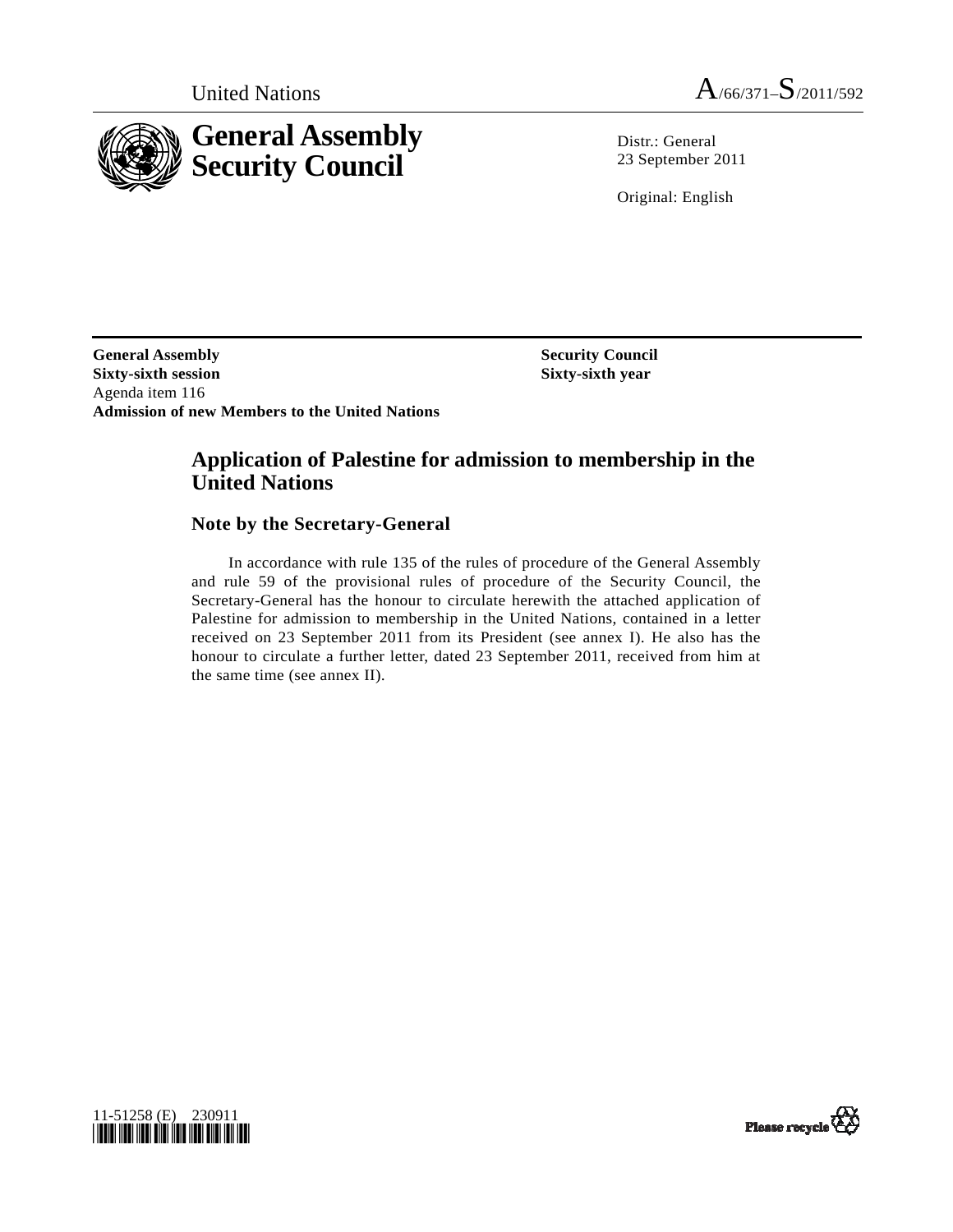United Nations A/66/371–S/2011/592

# General Assembly Security Council

Distr.: General
23 September 2011

Original: English

**General Assembly**
**Sixty-sixth session**
Agenda item 116
**Admission of new Members to the United Nations**

**Security Council**
**Sixty-sixth year**

## Application of Palestine for admission to membership in the United Nations

### Note by the Secretary-General

In accordance with rule 135 of the rules of procedure of the General Assembly and rule 59 of the provisional rules of procedure of the Security Council, the Secretary-General has the honour to circulate herewith the attached application of Palestine for admission to membership in the United Nations, contained in a letter received on 23 September 2011 from its President (see annex I). He also has the honour to circulate a further letter, dated 23 September 2011, received from him at the same time (see annex II).

11-51258 (E) 230911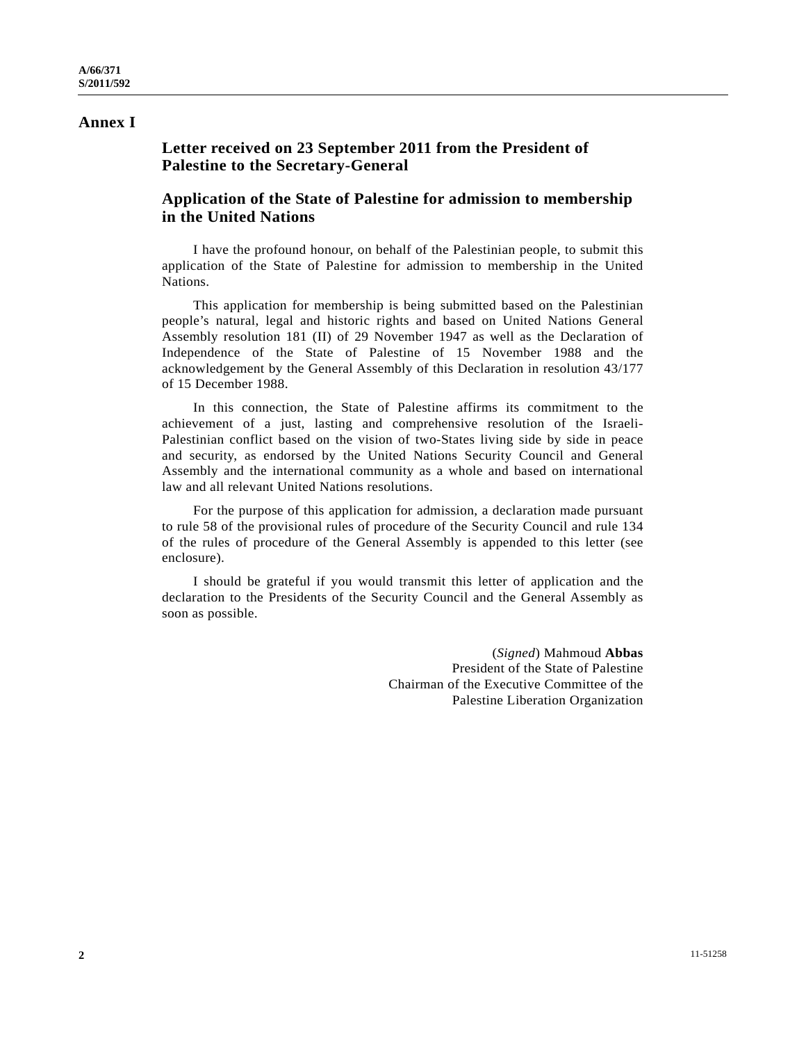# Annex I

## Letter received on 23 September 2011 from the President of Palestine to the Secretary-General

## Application of the State of Palestine for admission to membership in the United Nations

I have the profound honour, on behalf of the Palestinian people, to submit this application of the State of Palestine for admission to membership in the United Nations.

This application for membership is being submitted based on the Palestinian people's natural, legal and historic rights and based on United Nations General Assembly resolution 181 (II) of 29 November 1947 as well as the Declaration of Independence of the State of Palestine of 15 November 1988 and the acknowledgement by the General Assembly of this Declaration in resolution 43/177 of 15 December 1988.

In this connection, the State of Palestine affirms its commitment to the achievement of a just, lasting and comprehensive resolution of the Israeli-Palestinian conflict based on the vision of two-States living side by side in peace and security, as endorsed by the United Nations Security Council and General Assembly and the international community as a whole and based on international law and all relevant United Nations resolutions.

For the purpose of this application for admission, a declaration made pursuant to rule 58 of the provisional rules of procedure of the Security Council and rule 134 of the rules of procedure of the General Assembly is appended to this letter (see enclosure).

I should be grateful if you would transmit this letter of application and the declaration to the Presidents of the Security Council and the General Assembly as soon as possible.

(*Signed*) Mahmoud **Abbas**
President of the State of Palestine
Chairman of the Executive Committee of the
Palestine Liberation Organization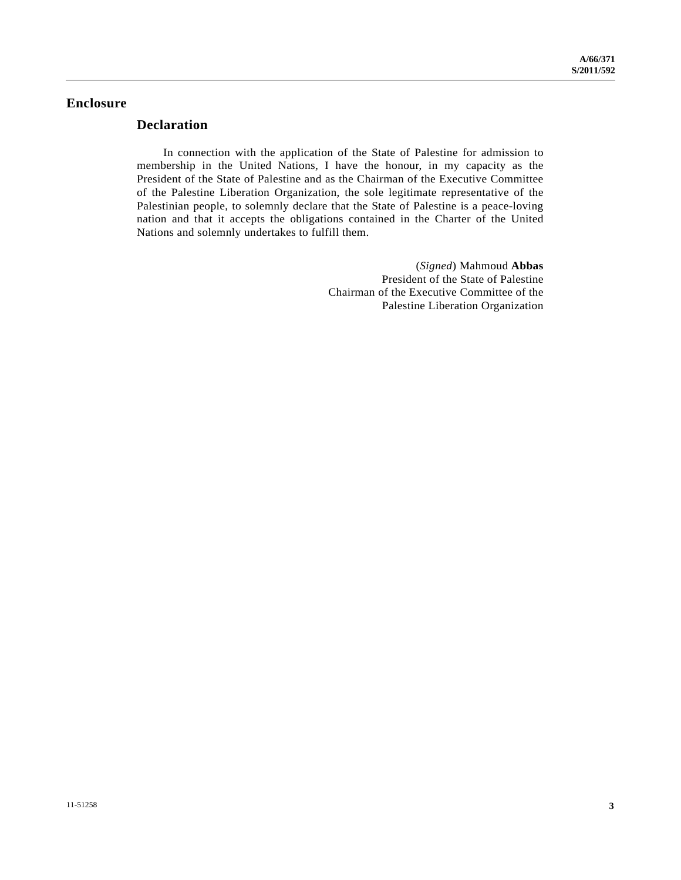# Enclosure

## Declaration

In connection with the application of the State of Palestine for admission to membership in the United Nations, I have the honour, in my capacity as the President of the State of Palestine and as the Chairman of the Executive Committee of the Palestine Liberation Organization, the sole legitimate representative of the Palestinian people, to solemnly declare that the State of Palestine is a peace-loving nation and that it accepts the obligations contained in the Charter of the United Nations and solemnly undertakes to fulfill them.

(*Signed*) Mahmoud **Abbas**
President of the State of Palestine
Chairman of the Executive Committee of the
Palestine Liberation Organization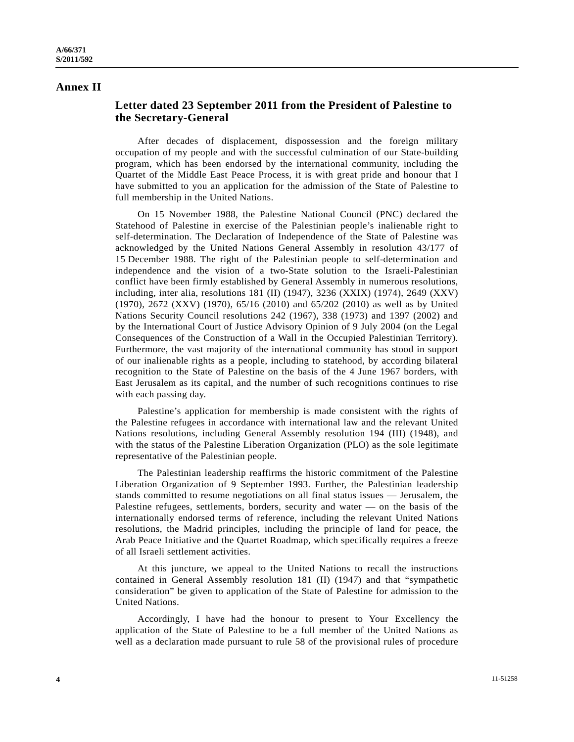# Annex II

## Letter dated 23 September 2011 from the President of Palestine to the Secretary-General

After decades of displacement, dispossession and the foreign military occupation of my people and with the successful culmination of our State-building program, which has been endorsed by the international community, including the Quartet of the Middle East Peace Process, it is with great pride and honour that I have submitted to you an application for the admission of the State of Palestine to full membership in the United Nations.

On 15 November 1988, the Palestine National Council (PNC) declared the Statehood of Palestine in exercise of the Palestinian people's inalienable right to self-determination. The Declaration of Independence of the State of Palestine was acknowledged by the United Nations General Assembly in resolution 43/177 of 15 December 1988. The right of the Palestinian people to self-determination and independence and the vision of a two-State solution to the Israeli-Palestinian conflict have been firmly established by General Assembly in numerous resolutions, including, inter alia, resolutions 181 (II) (1947), 3236 (XXIX) (1974), 2649 (XXV) (1970), 2672 (XXV) (1970), 65/16 (2010) and 65/202 (2010) as well as by United Nations Security Council resolutions 242 (1967), 338 (1973) and 1397 (2002) and by the International Court of Justice Advisory Opinion of 9 July 2004 (on the Legal Consequences of the Construction of a Wall in the Occupied Palestinian Territory). Furthermore, the vast majority of the international community has stood in support of our inalienable rights as a people, including to statehood, by according bilateral recognition to the State of Palestine on the basis of the 4 June 1967 borders, with East Jerusalem as its capital, and the number of such recognitions continues to rise with each passing day.

Palestine's application for membership is made consistent with the rights of the Palestine refugees in accordance with international law and the relevant United Nations resolutions, including General Assembly resolution 194 (III) (1948), and with the status of the Palestine Liberation Organization (PLO) as the sole legitimate representative of the Palestinian people.

The Palestinian leadership reaffirms the historic commitment of the Palestine Liberation Organization of 9 September 1993. Further, the Palestinian leadership stands committed to resume negotiations on all final status issues — Jerusalem, the Palestine refugees, settlements, borders, security and water — on the basis of the internationally endorsed terms of reference, including the relevant United Nations resolutions, the Madrid principles, including the principle of land for peace, the Arab Peace Initiative and the Quartet Roadmap, which specifically requires a freeze of all Israeli settlement activities.

At this juncture, we appeal to the United Nations to recall the instructions contained in General Assembly resolution 181 (II) (1947) and that "sympathetic consideration" be given to application of the State of Palestine for admission to the United Nations.

Accordingly, I have had the honour to present to Your Excellency the application of the State of Palestine to be a full member of the United Nations as well as a declaration made pursuant to rule 58 of the provisional rules of procedure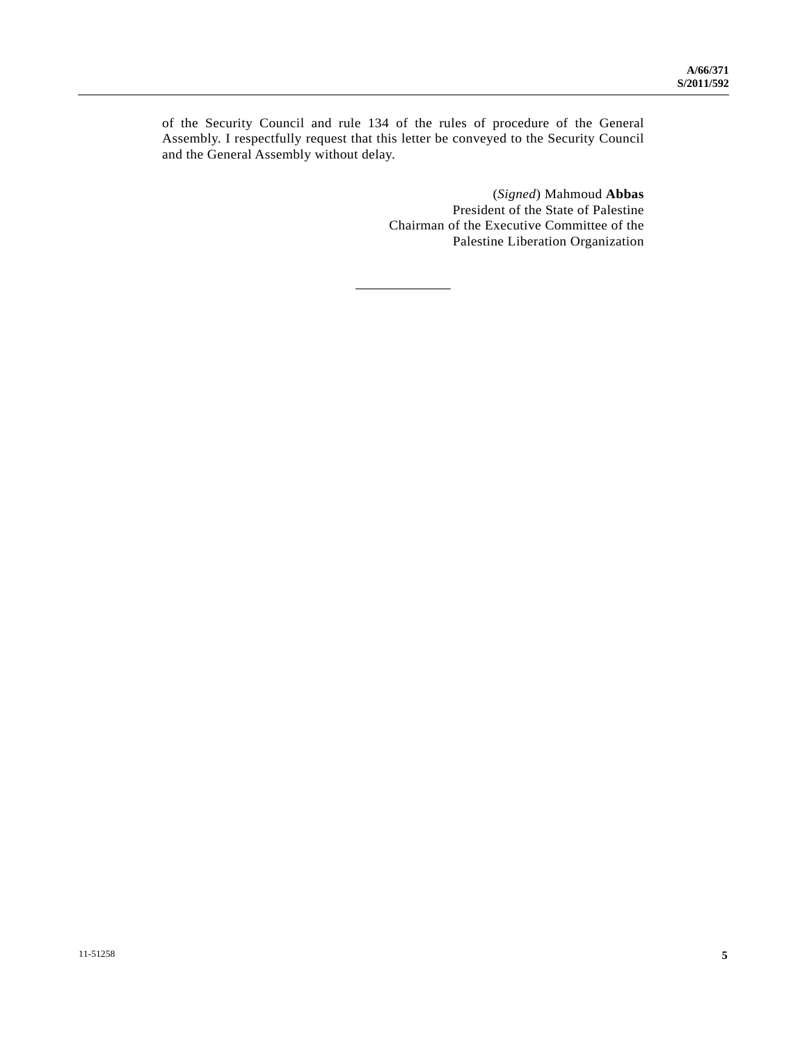of the Security Council and rule 134 of the rules of procedure of the General Assembly. I respectfully request that this letter be conveyed to the Security Council and the General Assembly without delay.

(*Signed*) Mahmoud **Abbas**
President of the State of Palestine
Chairman of the Executive Committee of the
Palestine Liberation Organization